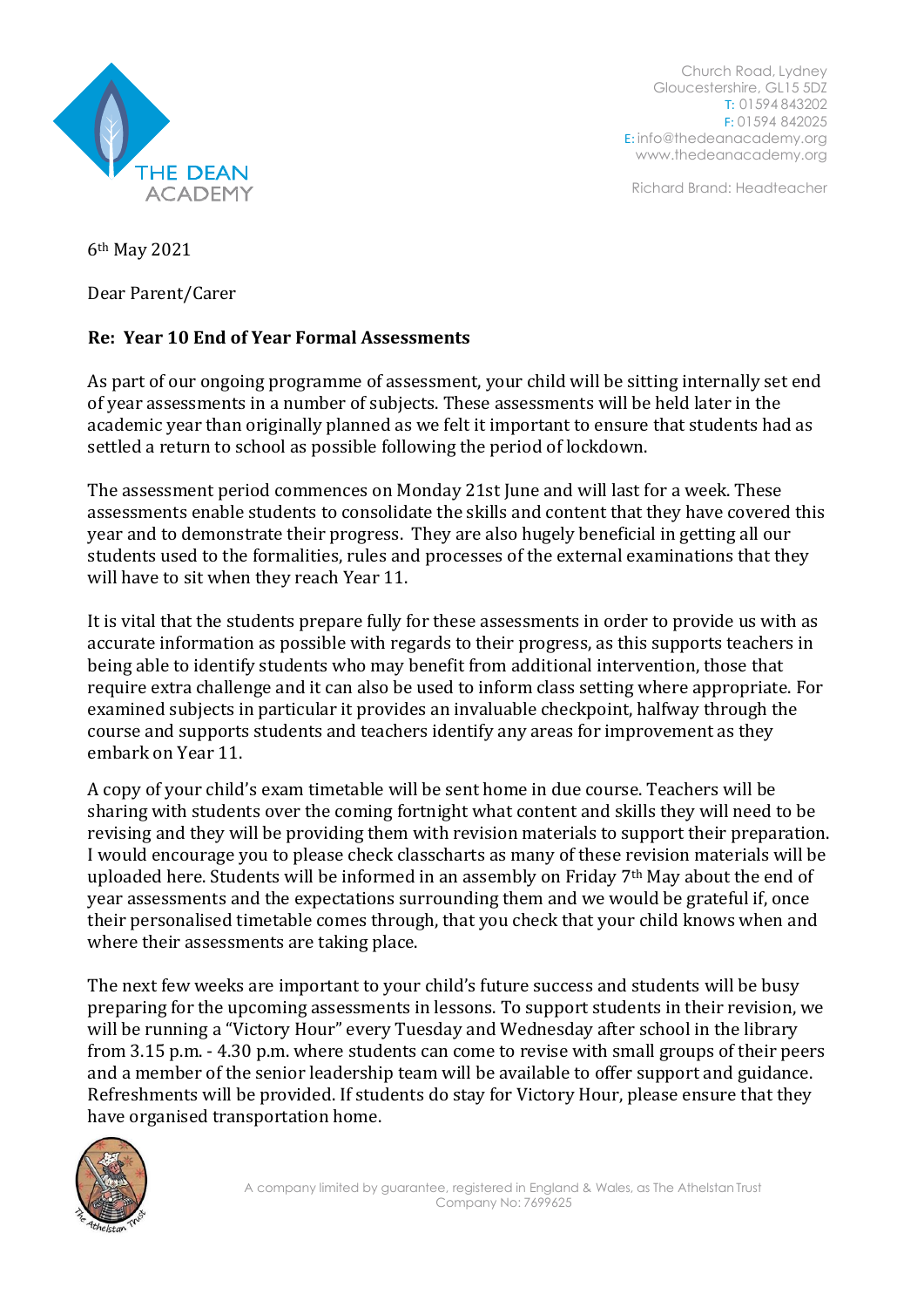THE DEAN ACADEMY

Church Road, Lydney
Gloucestershire, GL15 5DZ
T: 01594 843202
F: 01594 842025
E: info@thedeanacademy.org
www.thedeanacademy.org

Richard Brand: Headteacher

6th May 2021

Dear Parent/Carer

**Re: Year 10 End of Year Formal Assessments**

As part of our ongoing programme of assessment, your child will be sitting internally set end of year assessments in a number of subjects. These assessments will be held later in the academic year than originally planned as we felt it important to ensure that students had as settled a return to school as possible following the period of lockdown.

The assessment period commences on Monday 21st June and will last for a week. These assessments enable students to consolidate the skills and content that they have covered this year and to demonstrate their progress. They are also hugely beneficial in getting all our students used to the formalities, rules and processes of the external examinations that they will have to sit when they reach Year 11.

It is vital that the students prepare fully for these assessments in order to provide us with as accurate information as possible with regards to their progress, as this supports teachers in being able to identify students who may benefit from additional intervention, those that require extra challenge and it can also be used to inform class setting where appropriate. For examined subjects in particular it provides an invaluable checkpoint, halfway through the course and supports students and teachers identify any areas for improvement as they embark on Year 11.

A copy of your child's exam timetable will be sent home in due course. Teachers will be sharing with students over the coming fortnight what content and skills they will need to be revising and they will be providing them with revision materials to support their preparation. I would encourage you to please check classcharts as many of these revision materials will be uploaded here. Students will be informed in an assembly on Friday 7th May about the end of year assessments and the expectations surrounding them and we would be grateful if, once their personalised timetable comes through, that you check that your child knows when and where their assessments are taking place.

The next few weeks are important to your child's future success and students will be busy preparing for the upcoming assessments in lessons. To support students in their revision, we will be running a "Victory Hour" every Tuesday and Wednesday after school in the library from 3.15 p.m. - 4.30 p.m. where students can come to revise with small groups of their peers and a member of the senior leadership team will be available to offer support and guidance. Refreshments will be provided. If students do stay for Victory Hour, please ensure that they have organised transportation home.

A company limited by guarantee, registered in England & Wales, as The Athelstan Trust
Company No: 7699625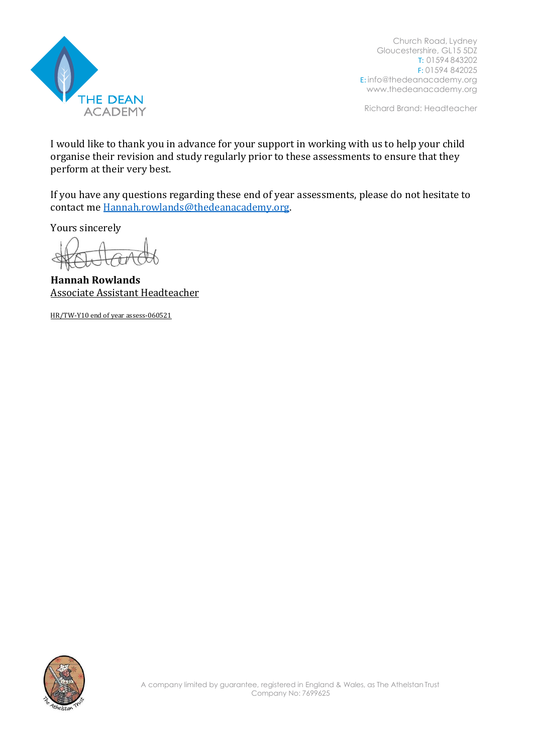Church Road, Lydney
Gloucestershire, GL15 5DZ
T: 01594 843202
F: 01594 842025
E: info@thedeanacademy.org
www.thedeanacademy.org

Richard Brand: Headteacher

I would like to thank you in advance for your support in working with us to help your child organise their revision and study regularly prior to these assessments to ensure that they perform at their very best.

If you have any questions regarding these end of year assessments, please do not hesitate to contact me Hannah.rowlands@thedeanacademy.org.

Yours sincerely

**Hannah Rowlands**
Associate Assistant Headteacher

HR/TW-Y10 end of year assess-060521

A company limited by guarantee, registered in England & Wales, as The Athelstan Trust
Company No: 7699625